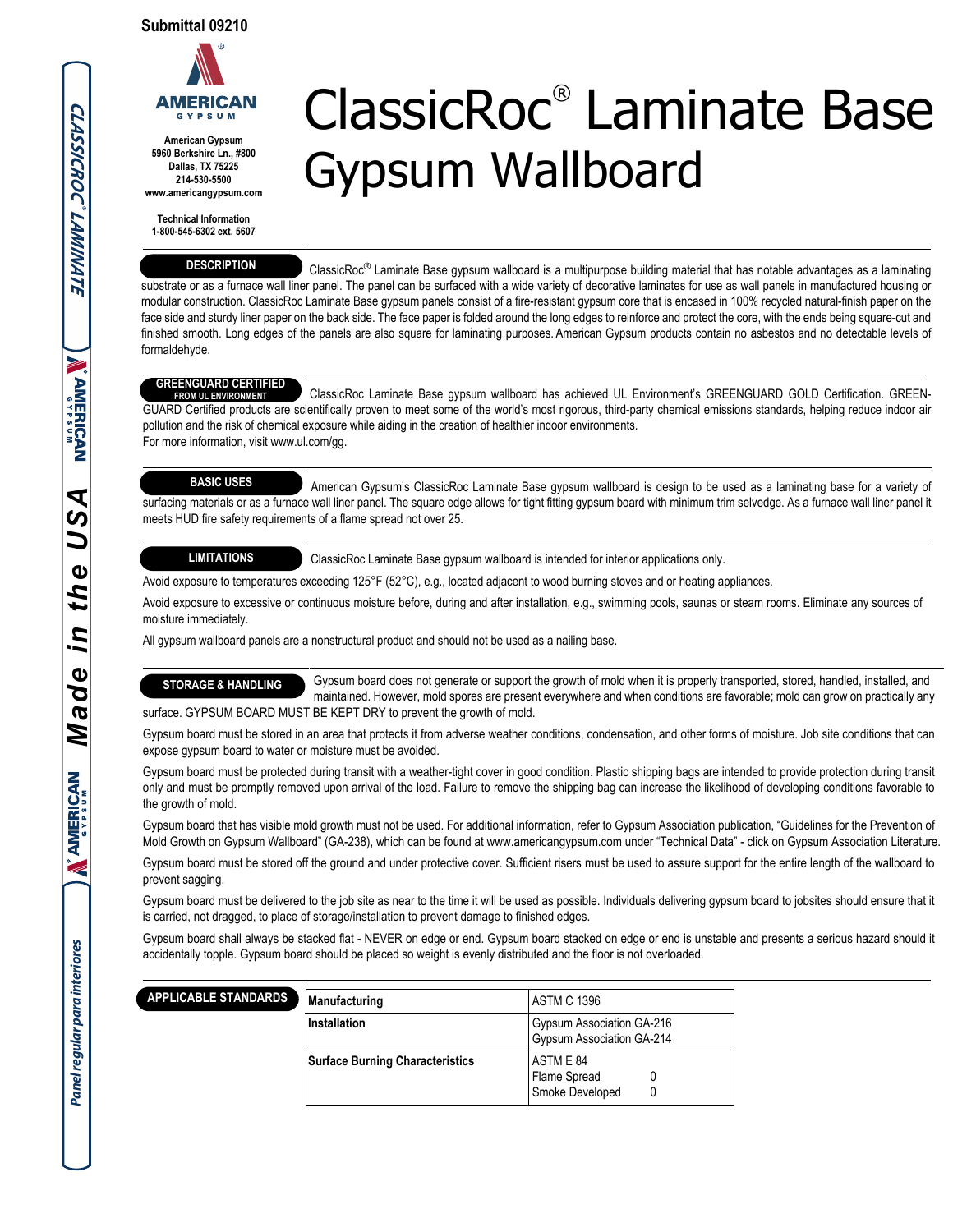Submittal 09210

**American Gypsum**
**5960 Berkshire Ln., #800**
**Dallas, TX 75225**
**214-530-5500**
**www.americangypsum.com**

**Technical Information**
**1-800-545-6302 ext. 5607**

# ClassicRoc® Laminate Base Gypsum Wallboard

## DESCRIPTION

ClassicRoc® Laminate Base gypsum wallboard is a multipurpose building material that has notable advantages as a laminating substrate or as a furnace wall liner panel. The panel can be surfaced with a wide variety of decorative laminates for use as wall panels in manufactured housing or modular construction. ClassicRoc Laminate Base gypsum panels consist of a fire-resistant gypsum core that is encased in 100% recycled natural-finish paper on the face side and sturdy liner paper on the back side. The face paper is folded around the long edges to reinforce and protect the core, with the ends being square-cut and finished smooth. Long edges of the panels are also square for laminating purposes. American Gypsum products contain no asbestos and no detectable levels of formaldehyde.

## GREENGUARD CERTIFIED FROM UL ENVIRONMENT

ClassicRoc Laminate Base gypsum wallboard has achieved UL Environment's GREENGUARD GOLD Certification. GREENGUARD Certified products are scientifically proven to meet some of the world's most rigorous, third-party chemical emissions standards, helping reduce indoor air pollution and the risk of chemical exposure while aiding in the creation of healthier indoor environments.
For more information, visit www.ul.com/gg.

## BASIC USES

American Gypsum's ClassicRoc Laminate Base gypsum wallboard is design to be used as a laminating base for a variety of surfacing materials or as a furnace wall liner panel. The square edge allows for tight fitting gypsum board with minimum trim selvedge. As a furnace wall liner panel it meets HUD fire safety requirements of a flame spread not over 25.

## LIMITATIONS

ClassicRoc Laminate Base gypsum wallboard is intended for interior applications only.

Avoid exposure to temperatures exceeding 125°F (52°C), e.g., located adjacent to wood burning stoves and or heating appliances.

Avoid exposure to excessive or continuous moisture before, during and after installation, e.g., swimming pools, saunas or steam rooms. Eliminate any sources of moisture immediately.

All gypsum wallboard panels are a nonstructural product and should not be used as a nailing base.

## STORAGE & HANDLING

Gypsum board does not generate or support the growth of mold when it is properly transported, stored, handled, installed, and maintained. However, mold spores are present everywhere and when conditions are favorable; mold can grow on practically any surface. GYPSUM BOARD MUST BE KEPT DRY to prevent the growth of mold.

Gypsum board must be stored in an area that protects it from adverse weather conditions, condensation, and other forms of moisture. Job site conditions that can expose gypsum board to water or moisture must be avoided.

Gypsum board must be protected during transit with a weather-tight cover in good condition. Plastic shipping bags are intended to provide protection during transit only and must be promptly removed upon arrival of the load. Failure to remove the shipping bag can increase the likelihood of developing conditions favorable to the growth of mold.

Gypsum board that has visible mold growth must not be used. For additional information, refer to Gypsum Association publication, "Guidelines for the Prevention of Mold Growth on Gypsum Wallboard" (GA-238), which can be found at www.americangypsum.com under "Technical Data" - click on Gypsum Association Literature.

Gypsum board must be stored off the ground and under protective cover. Sufficient risers must be used to assure support for the entire length of the wallboard to prevent sagging.

Gypsum board must be delivered to the job site as near to the time it will be used as possible. Individuals delivering gypsum board to jobsites should ensure that it is carried, not dragged, to place of storage/installation to prevent damage to finished edges.

Gypsum board shall always be stacked flat - NEVER on edge or end. Gypsum board stacked on edge or end is unstable and presents a serious hazard should it accidentally topple. Gypsum board should be placed so weight is evenly distributed and the floor is not overloaded.

## APPLICABLE STANDARDS

| | |
|---|---|
| **Manufacturing** | ASTM C 1396 |
| **Installation** | Gypsum Association GA-216<br>Gypsum Association GA-214 |
| **Surface Burning Characteristics** | ASTM E 84<br>Flame Spread 0<br>Smoke Developed 0 |

*CLASSICROC® LAMINATE* | AMERICAN GYPSUM | *Made in the USA* | AMERICAN GYPSUM | *Panel regular para interiores*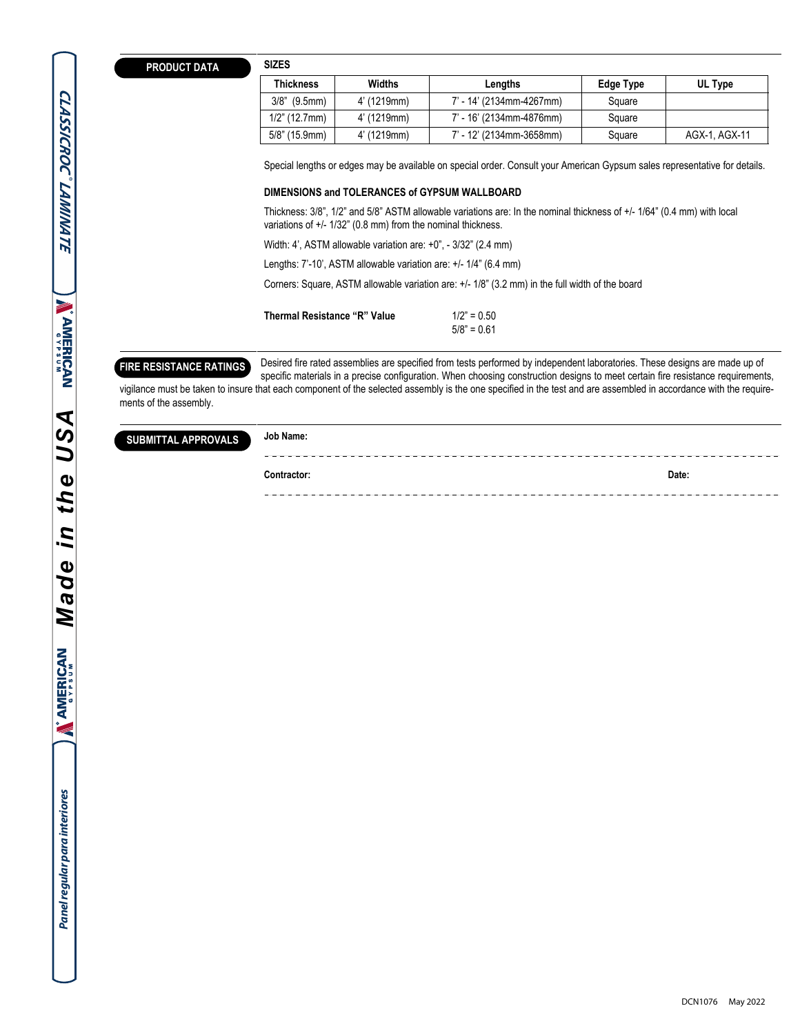## PRODUCT DATA

### SIZES

| Thickness | Widths | Lengths | Edge Type | UL Type |
|---|---|---|---|---|
| 3/8" (9.5mm) | 4' (1219mm) | 7' - 14' (2134mm-4267mm) | Square | |
| 1/2" (12.7mm) | 4' (1219mm) | 7' - 16' (2134mm-4876mm) | Square | |
| 5/8" (15.9mm) | 4' (1219mm) | 7' - 12' (2134mm-3658mm) | Square | AGX-1, AGX-11 |

Special lengths or edges may be available on special order. Consult your American Gypsum sales representative for details.

### DIMENSIONS and TOLERANCES of GYPSUM WALLBOARD

Thickness: 3/8", 1/2" and 5/8" ASTM allowable variations are: In the nominal thickness of +/- 1/64" (0.4 mm) with local variations of +/- 1/32" (0.8 mm) from the nominal thickness.

Width: 4', ASTM allowable variation are: +0", - 3/32" (2.4 mm)

Lengths: 7'-10', ASTM allowable variation are: +/- 1/4" (6.4 mm)

Corners: Square, ASTM allowable variation are: +/- 1/8" (3.2 mm) in the full width of the board

**Thermal Resistance "R" Value**

1/2" = 0.50
5/8" = 0.61

## FIRE RESISTANCE RATINGS

Desired fire rated assemblies are specified from tests performed by independent laboratories. These designs are made up of specific materials in a precise configuration. When choosing construction designs to meet certain fire resistance requirements, vigilance must be taken to insure that each component of the selected assembly is the one specified in the test and are assembled in accordance with the requirements of the assembly.

## SUBMITTAL APPROVALS

**Job Name:**

**Contractor:** **Date:**

DCN1076 May 2022